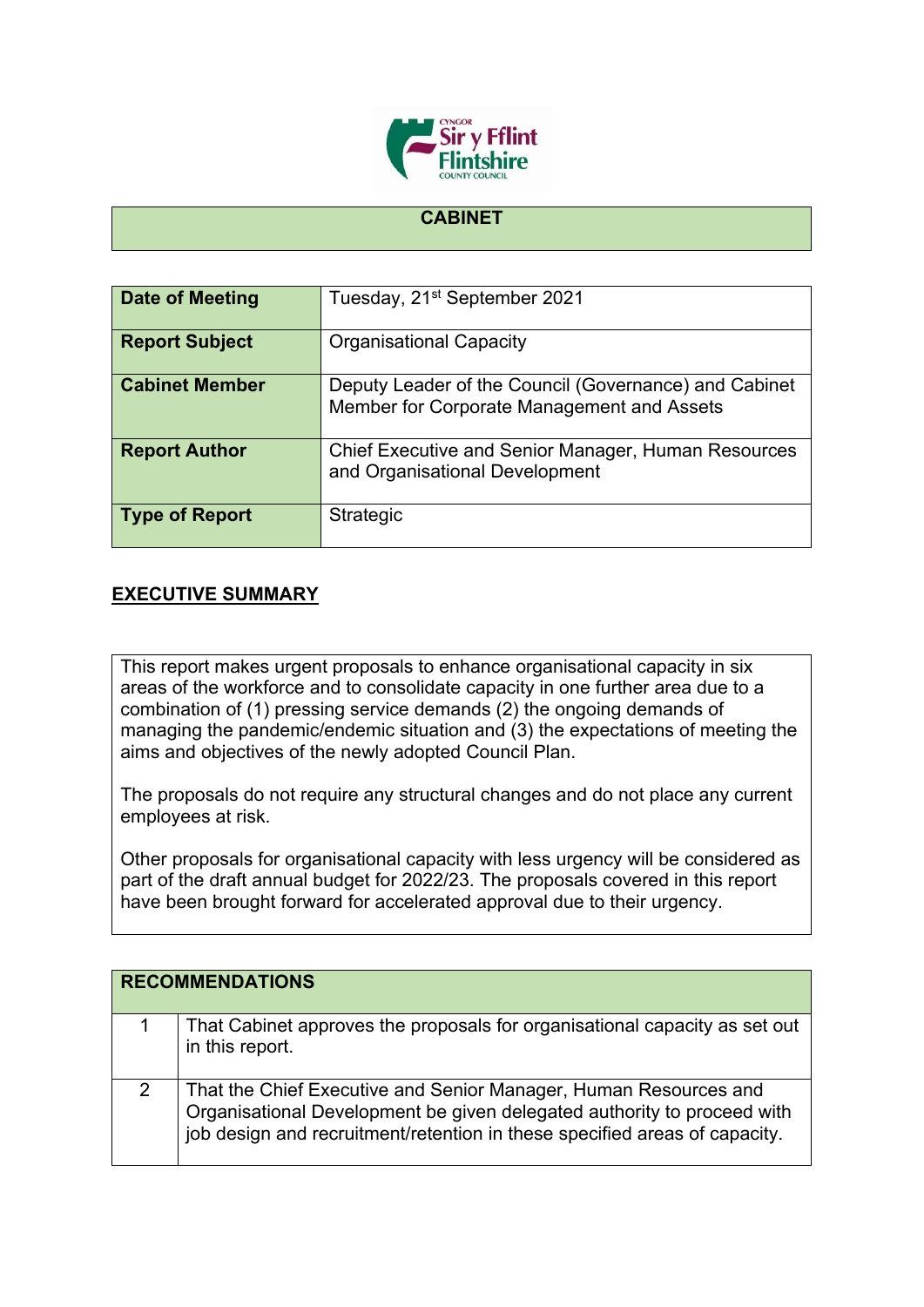# CABINET

| Date of Meeting | Tuesday, 21st September 2021 |
|---|---|
| Report Subject | Organisational Capacity |
| Cabinet Member | Deputy Leader of the Council (Governance) and Cabinet Member for Corporate Management and Assets |
| Report Author | Chief Executive and Senior Manager, Human Resources and Organisational Development |
| Type of Report | Strategic |

## EXECUTIVE SUMMARY

This report makes urgent proposals to enhance organisational capacity in six areas of the workforce and to consolidate capacity in one further area due to a combination of (1) pressing service demands (2) the ongoing demands of managing the pandemic/endemic situation and (3) the expectations of meeting the aims and objectives of the newly adopted Council Plan.

The proposals do not require any structural changes and do not place any current employees at risk.

Other proposals for organisational capacity with less urgency will be considered as part of the draft annual budget for 2022/23. The proposals covered in this report have been brought forward for accelerated approval due to their urgency.

| RECOMMENDATIONS | |
|---|---|
| 1 | That Cabinet approves the proposals for organisational capacity as set out in this report. |
| 2 | That the Chief Executive and Senior Manager, Human Resources and Organisational Development be given delegated authority to proceed with job design and recruitment/retention in these specified areas of capacity. |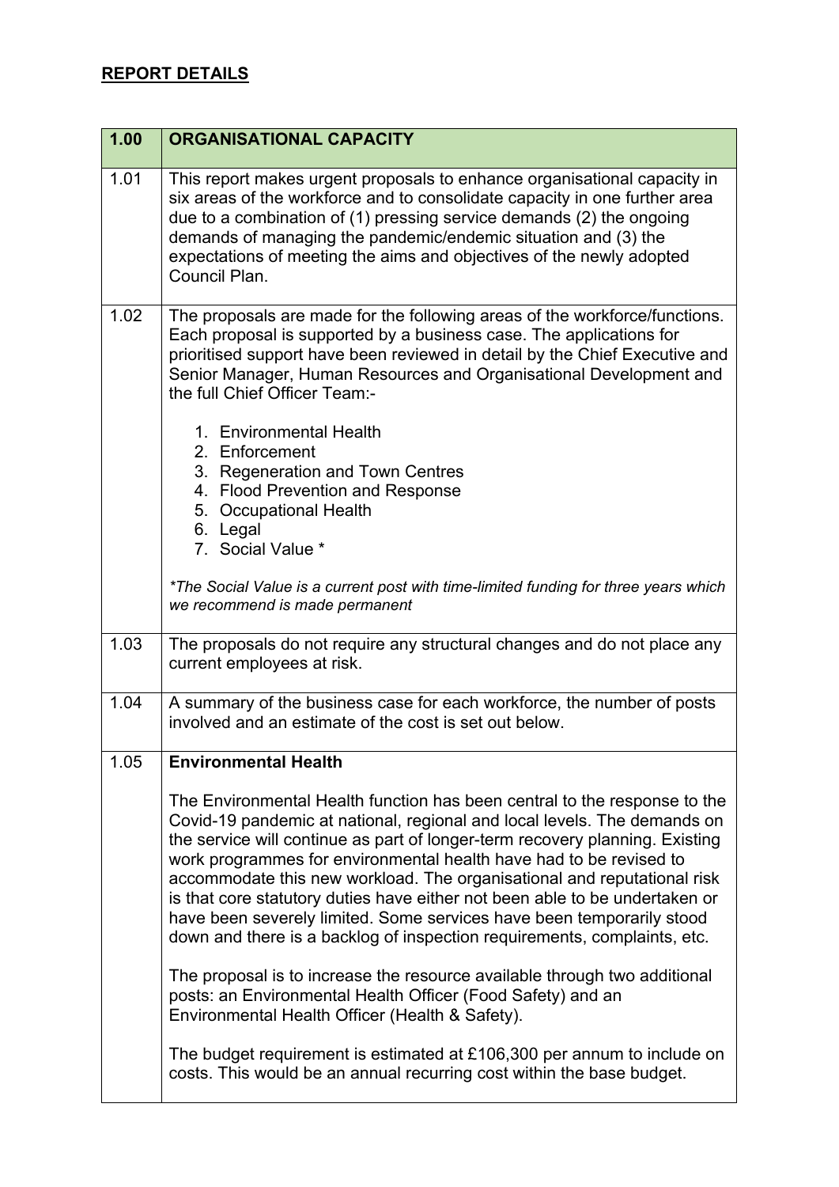## REPORT DETAILS

| 1.00 | ORGANISATIONAL CAPACITY |
|---|---|
| 1.01 | This report makes urgent proposals to enhance organisational capacity in six areas of the workforce and to consolidate capacity in one further area due to a combination of (1) pressing service demands (2) the ongoing demands of managing the pandemic/endemic situation and (3) the expectations of meeting the aims and objectives of the newly adopted Council Plan. |
| 1.02 | The proposals are made for the following areas of the workforce/functions. Each proposal is supported by a business case. The applications for prioritised support have been reviewed in detail by the Chief Executive and Senior Manager, Human Resources and Organisational Development and the full Chief Officer Team:-<br><br>1. Environmental Health<br>2. Enforcement<br>3. Regeneration and Town Centres<br>4. Flood Prevention and Response<br>5. Occupational Health<br>6. Legal<br>7. Social Value *<br><br>*\*The Social Value is a current post with time-limited funding for three years which we recommend is made permanent* |
| 1.03 | The proposals do not require any structural changes and do not place any current employees at risk. |
| 1.04 | A summary of the business case for each workforce, the number of posts involved and an estimate of the cost is set out below. |
| 1.05 | **Environmental Health**<br><br>The Environmental Health function has been central to the response to the Covid-19 pandemic at national, regional and local levels. The demands on the service will continue as part of longer-term recovery planning. Existing work programmes for environmental health have had to be revised to accommodate this new workload. The organisational and reputational risk is that core statutory duties have either not been able to be undertaken or have been severely limited. Some services have been temporarily stood down and there is a backlog of inspection requirements, complaints, etc.<br><br>The proposal is to increase the resource available through two additional posts: an Environmental Health Officer (Food Safety) and an Environmental Health Officer (Health & Safety).<br><br>The budget requirement is estimated at £106,300 per annum to include on costs. This would be an annual recurring cost within the base budget. |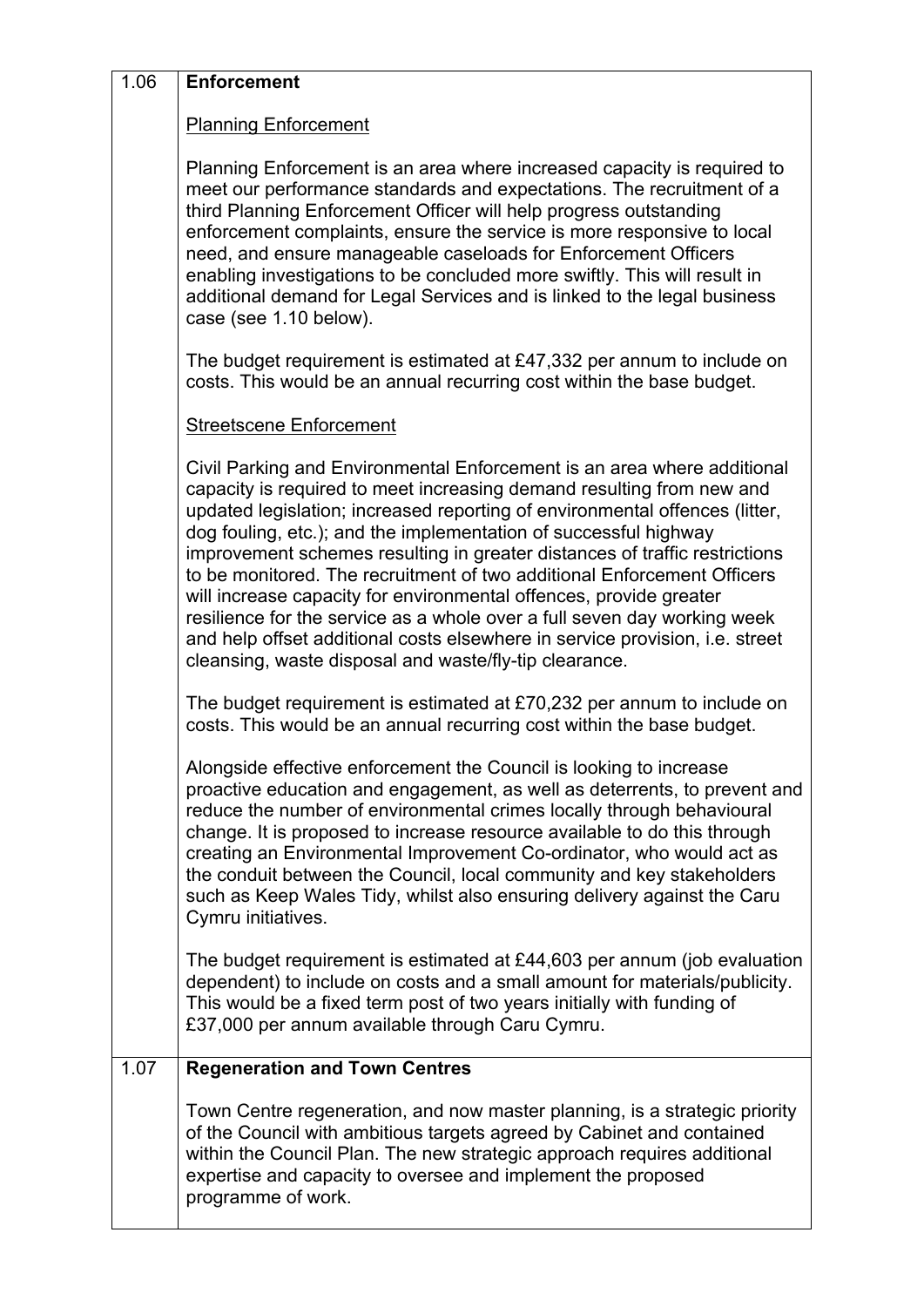| | |
|---|---|
| 1.06 | **Enforcement**<br><br><u>Planning Enforcement</u><br><br>Planning Enforcement is an area where increased capacity is required to meet our performance standards and expectations. The recruitment of a third Planning Enforcement Officer will help progress outstanding enforcement complaints, ensure the service is more responsive to local need, and ensure manageable caseloads for Enforcement Officers enabling investigations to be concluded more swiftly. This will result in additional demand for Legal Services and is linked to the legal business case (see 1.10 below).<br><br>The budget requirement is estimated at £47,332 per annum to include on costs. This would be an annual recurring cost within the base budget.<br><br><u>Streetscene Enforcement</u><br><br>Civil Parking and Environmental Enforcement is an area where additional capacity is required to meet increasing demand resulting from new and updated legislation; increased reporting of environmental offences (litter, dog fouling, etc.); and the implementation of successful highway improvement schemes resulting in greater distances of traffic restrictions to be monitored. The recruitment of two additional Enforcement Officers will increase capacity for environmental offences, provide greater resilience for the service as a whole over a full seven day working week and help offset additional costs elsewhere in service provision, i.e. street cleansing, waste disposal and waste/fly-tip clearance.<br><br>The budget requirement is estimated at £70,232 per annum to include on costs. This would be an annual recurring cost within the base budget.<br><br>Alongside effective enforcement the Council is looking to increase proactive education and engagement, as well as deterrents, to prevent and reduce the number of environmental crimes locally through behavioural change. It is proposed to increase resource available to do this through creating an Environmental Improvement Co-ordinator, who would act as the conduit between the Council, local community and key stakeholders such as Keep Wales Tidy, whilst also ensuring delivery against the Caru Cymru initiatives.<br><br>The budget requirement is estimated at £44,603 per annum (job evaluation dependent) to include on costs and a small amount for materials/publicity. This would be a fixed term post of two years initially with funding of £37,000 per annum available through Caru Cymru. |
| 1.07 | **Regeneration and Town Centres**<br><br>Town Centre regeneration, and now master planning, is a strategic priority of the Council with ambitious targets agreed by Cabinet and contained within the Council Plan. The new strategic approach requires additional expertise and capacity to oversee and implement the proposed programme of work. |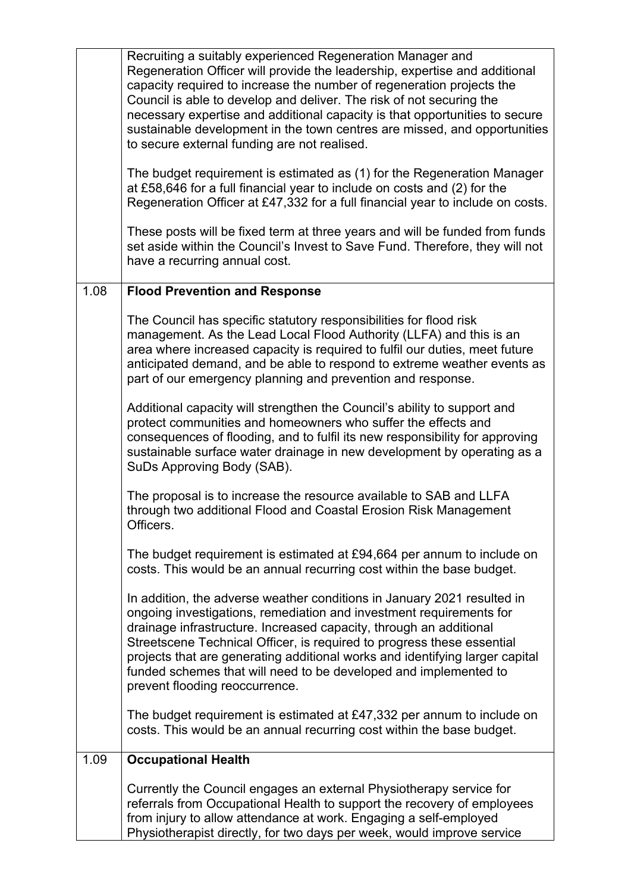| | |
|---|---|
| | Recruiting a suitably experienced Regeneration Manager and Regeneration Officer will provide the leadership, expertise and additional capacity required to increase the number of regeneration projects the Council is able to develop and deliver. The risk of not securing the necessary expertise and additional capacity is that opportunities to secure sustainable development in the town centres are missed, and opportunities to secure external funding are not realised.<br><br>The budget requirement is estimated as (1) for the Regeneration Manager at £58,646 for a full financial year to include on costs and (2) for the Regeneration Officer at £47,332 for a full financial year to include on costs.<br><br>These posts will be fixed term at three years and will be funded from funds set aside within the Council's Invest to Save Fund. Therefore, they will not have a recurring annual cost. |
| 1.08 | **Flood Prevention and Response**<br><br>The Council has specific statutory responsibilities for flood risk management. As the Lead Local Flood Authority (LLFA) and this is an area where increased capacity is required to fulfil our duties, meet future anticipated demand, and be able to respond to extreme weather events as part of our emergency planning and prevention and response.<br><br>Additional capacity will strengthen the Council's ability to support and protect communities and homeowners who suffer the effects and consequences of flooding, and to fulfil its new responsibility for approving sustainable surface water drainage in new development by operating as a SuDs Approving Body (SAB).<br><br>The proposal is to increase the resource available to SAB and LLFA through two additional Flood and Coastal Erosion Risk Management Officers.<br><br>The budget requirement is estimated at £94,664 per annum to include on costs. This would be an annual recurring cost within the base budget.<br><br>In addition, the adverse weather conditions in January 2021 resulted in ongoing investigations, remediation and investment requirements for drainage infrastructure. Increased capacity, through an additional Streetscene Technical Officer, is required to progress these essential projects that are generating additional works and identifying larger capital funded schemes that will need to be developed and implemented to prevent flooding reoccurrence.<br><br>The budget requirement is estimated at £47,332 per annum to include on costs. This would be an annual recurring cost within the base budget. |
| 1.09 | **Occupational Health**<br><br>Currently the Council engages an external Physiotherapy service for referrals from Occupational Health to support the recovery of employees from injury to allow attendance at work. Engaging a self-employed Physiotherapist directly, for two days per week, would improve service |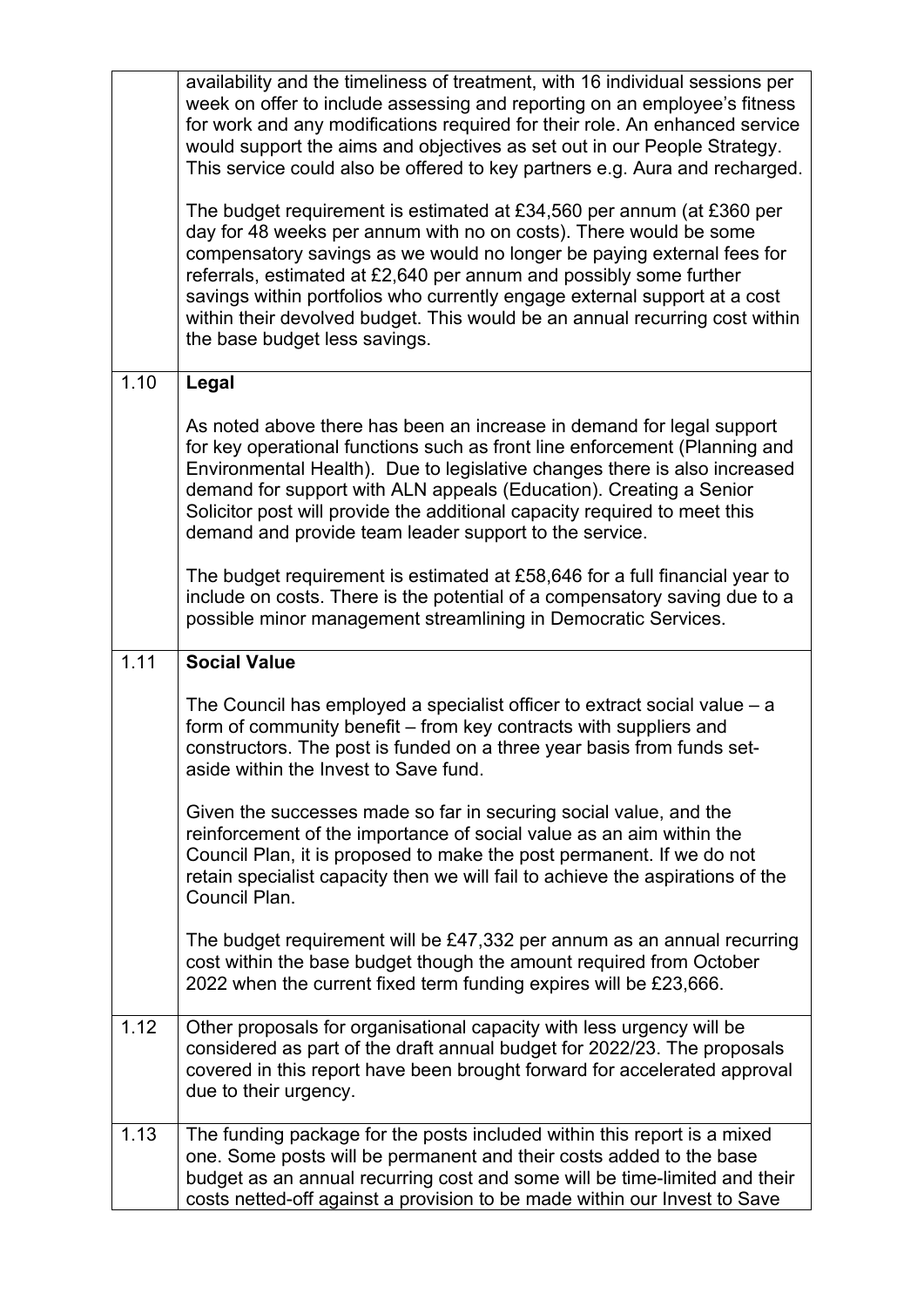| | |
|---|---|
| | availability and the timeliness of treatment, with 16 individual sessions per week on offer to include assessing and reporting on an employee's fitness for work and any modifications required for their role. An enhanced service would support the aims and objectives as set out in our People Strategy. This service could also be offered to key partners e.g. Aura and recharged.<br><br>The budget requirement is estimated at £34,560 per annum (at £360 per day for 48 weeks per annum with no on costs). There would be some compensatory savings as we would no longer be paying external fees for referrals, estimated at £2,640 per annum and possibly some further savings within portfolios who currently engage external support at a cost within their devolved budget. This would be an annual recurring cost within the base budget less savings. |
| 1.10 | **Legal**<br><br>As noted above there has been an increase in demand for legal support for key operational functions such as front line enforcement (Planning and Environmental Health). Due to legislative changes there is also increased demand for support with ALN appeals (Education). Creating a Senior Solicitor post will provide the additional capacity required to meet this demand and provide team leader support to the service.<br><br>The budget requirement is estimated at £58,646 for a full financial year to include on costs. There is the potential of a compensatory saving due to a possible minor management streamlining in Democratic Services. |
| 1.11 | **Social Value**<br><br>The Council has employed a specialist officer to extract social value – a form of community benefit – from key contracts with suppliers and constructors. The post is funded on a three year basis from funds set-aside within the Invest to Save fund.<br><br>Given the successes made so far in securing social value, and the reinforcement of the importance of social value as an aim within the Council Plan, it is proposed to make the post permanent. If we do not retain specialist capacity then we will fail to achieve the aspirations of the Council Plan.<br><br>The budget requirement will be £47,332 per annum as an annual recurring cost within the base budget though the amount required from October 2022 when the current fixed term funding expires will be £23,666. |
| 1.12 | Other proposals for organisational capacity with less urgency will be considered as part of the draft annual budget for 2022/23. The proposals covered in this report have been brought forward for accelerated approval due to their urgency. |
| 1.13 | The funding package for the posts included within this report is a mixed one. Some posts will be permanent and their costs added to the base budget as an annual recurring cost and some will be time-limited and their costs netted-off against a provision to be made within our Invest to Save |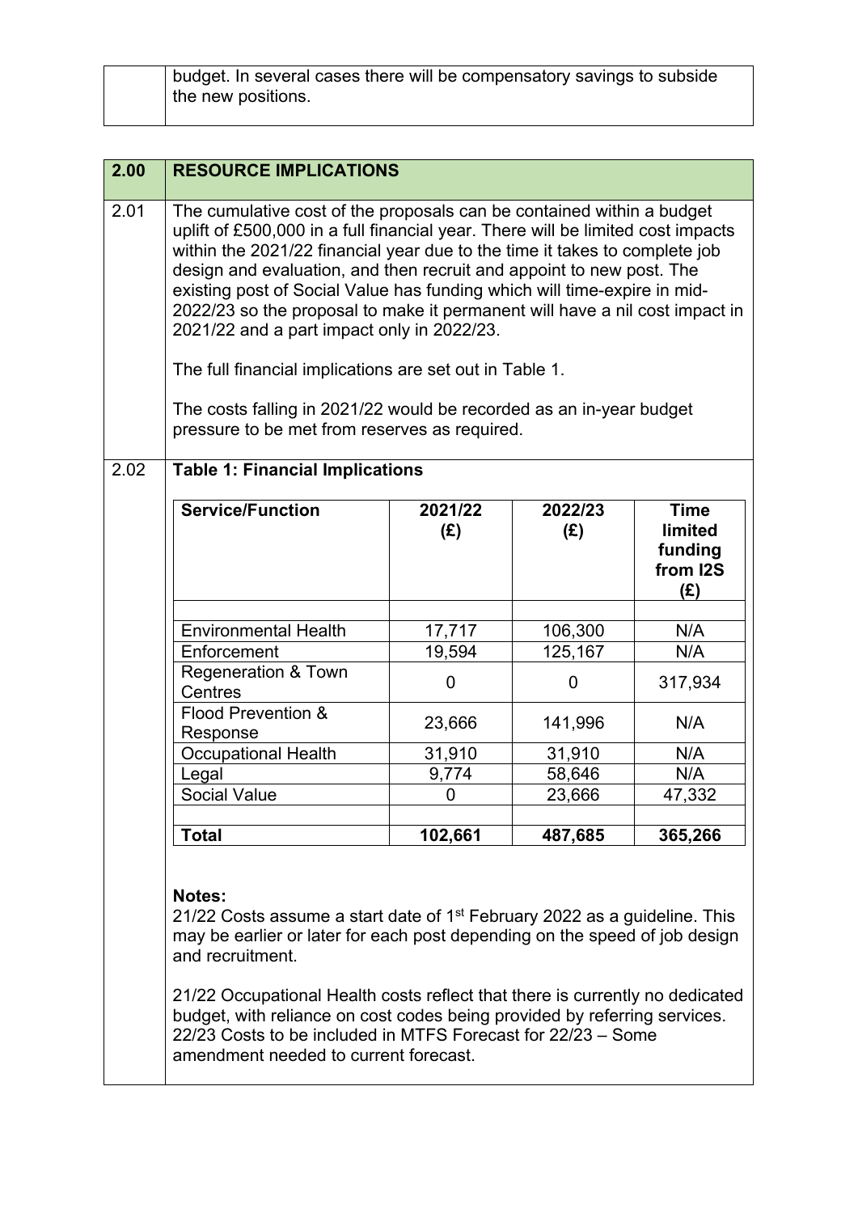budget. In several cases there will be compensatory savings to subside the new positions.

| 2.00 | **RESOURCE IMPLICATIONS** |
|---|---|
| 2.01 | The cumulative cost of the proposals can be contained within a budget uplift of £500,000 in a full financial year. There will be limited cost impacts within the 2021/22 financial year due to the time it takes to complete job design and evaluation, and then recruit and appoint to new post. The existing post of Social Value has funding which will time-expire in mid-2022/23 so the proposal to make it permanent will have a nil cost impact in 2021/22 and a part impact only in 2022/23.<br><br>The full financial implications are set out in Table 1.<br><br>The costs falling in 2021/22 would be recorded as an in-year budget pressure to be met from reserves as required. |
| 2.02 | **Table 1: Financial Implications** |

| Service/Function | 2021/22 (£) | 2022/23 (£) | Time limited funding from I2S (£) |
|---|---|---|---|
| | | | |
| Environmental Health | 17,717 | 106,300 | N/A |
| Enforcement | 19,594 | 125,167 | N/A |
| Regeneration & Town Centres | 0 | 0 | 317,934 |
| Flood Prevention & Response | 23,666 | 141,996 | N/A |
| Occupational Health | 31,910 | 31,910 | N/A |
| Legal | 9,774 | 58,646 | N/A |
| Social Value | 0 | 23,666 | 47,332 |
| | | | |
| **Total** | **102,661** | **487,685** | **365,266** |

**Notes:**

21/22 Costs assume a start date of 1st February 2022 as a guideline. This may be earlier or later for each post depending on the speed of job design and recruitment.

21/22 Occupational Health costs reflect that there is currently no dedicated budget, with reliance on cost codes being provided by referring services. 22/23 Costs to be included in MTFS Forecast for 22/23 – Some amendment needed to current forecast.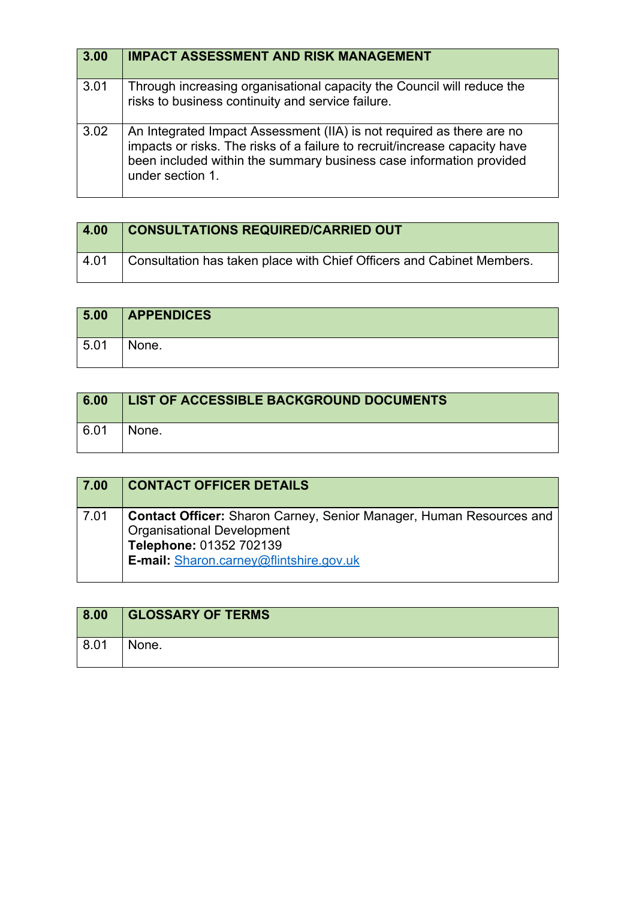| 3.00 | **IMPACT ASSESSMENT AND RISK MANAGEMENT** |
|---|---|
| 3.01 | Through increasing organisational capacity the Council will reduce the risks to business continuity and service failure. |
| 3.02 | An Integrated Impact Assessment (IIA) is not required as there are no impacts or risks. The risks of a failure to recruit/increase capacity have been included within the summary business case information provided under section 1. |

| 4.00 | **CONSULTATIONS REQUIRED/CARRIED OUT** |
|---|---|
| 4.01 | Consultation has taken place with Chief Officers and Cabinet Members. |

| 5.00 | **APPENDICES** |
|---|---|
| 5.01 | None. |

| 6.00 | **LIST OF ACCESSIBLE BACKGROUND DOCUMENTS** |
|---|---|
| 6.01 | None. |

| 7.00 | **CONTACT OFFICER DETAILS** |
|---|---|
| 7.01 | **Contact Officer:** Sharon Carney, Senior Manager, Human Resources and Organisational Development<br>**Telephone:** 01352 702139<br>**E-mail:** Sharon.carney@flintshire.gov.uk |

| 8.00 | **GLOSSARY OF TERMS** |
|---|---|
| 8.01 | None. |